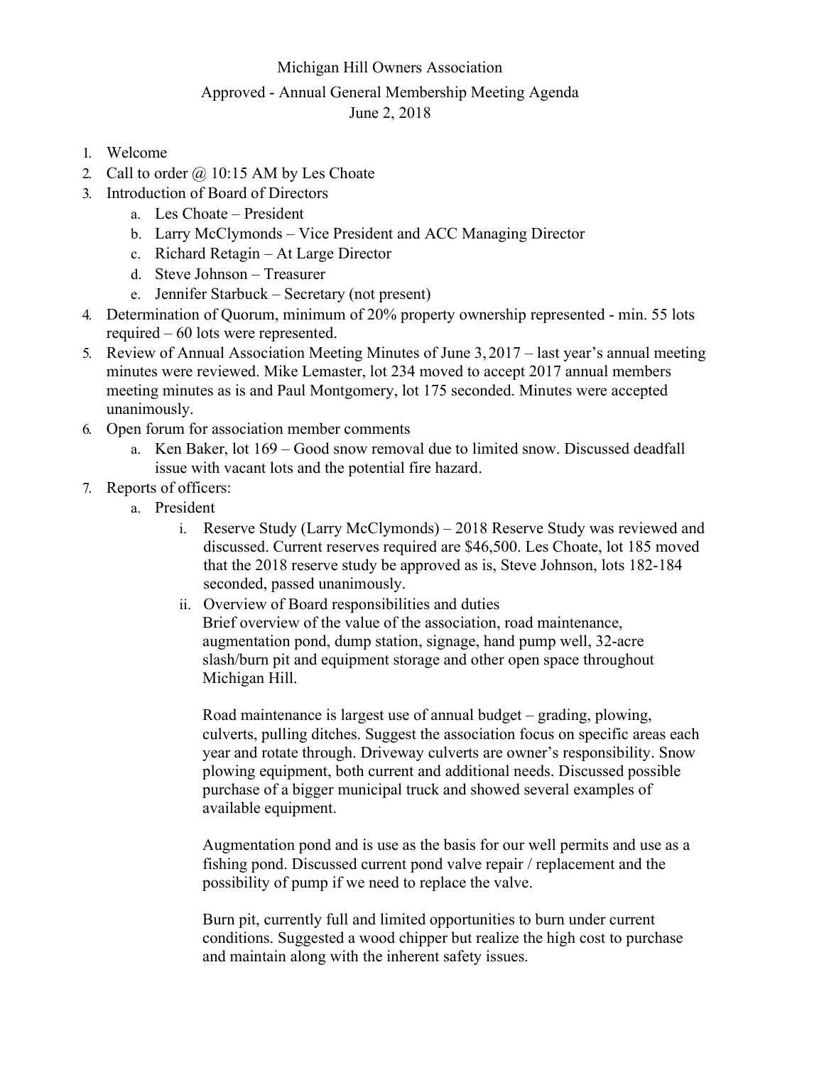# Michigan Hill Owners Association

## Approved - Annual General Membership Meeting Agenda

June 2, 2018

1. Welcome
2. Call to order @ 10:15 AM by Les Choate
3. Introduction of Board of Directors
   a. Les Choate – President
   b. Larry McClymonds – Vice President and ACC Managing Director
   c. Richard Retagin – At Large Director
   d. Steve Johnson – Treasurer
   e. Jennifer Starbuck – Secretary (not present)
4. Determination of Quorum, minimum of 20% property ownership represented - min. 55 lots required – 60 lots were represented.
5. Review of Annual Association Meeting Minutes of June 3, 2017 – last year's annual meeting minutes were reviewed. Mike Lemaster, lot 234 moved to accept 2017 annual members meeting minutes as is and Paul Montgomery, lot 175 seconded. Minutes were accepted unanimously.
6. Open forum for association member comments
   a. Ken Baker, lot 169 – Good snow removal due to limited snow. Discussed deadfall issue with vacant lots and the potential fire hazard.
7. Reports of officers:
   a. President
      i. Reserve Study (Larry McClymonds) – 2018 Reserve Study was reviewed and discussed. Current reserves required are $46,500. Les Choate, lot 185 moved that the 2018 reserve study be approved as is, Steve Johnson, lots 182-184 seconded, passed unanimously.
      ii. Overview of Board responsibilities and duties
      Brief overview of the value of the association, road maintenance, augmentation pond, dump station, signage, hand pump well, 32-acre slash/burn pit and equipment storage and other open space throughout Michigan Hill.

      Road maintenance is largest use of annual budget – grading, plowing, culverts, pulling ditches. Suggest the association focus on specific areas each year and rotate through. Driveway culverts are owner's responsibility. Snow plowing equipment, both current and additional needs. Discussed possible purchase of a bigger municipal truck and showed several examples of available equipment.

      Augmentation pond and is use as the basis for our well permits and use as a fishing pond. Discussed current pond valve repair / replacement and the possibility of pump if we need to replace the valve.

      Burn pit, currently full and limited opportunities to burn under current conditions. Suggested a wood chipper but realize the high cost to purchase and maintain along with the inherent safety issues.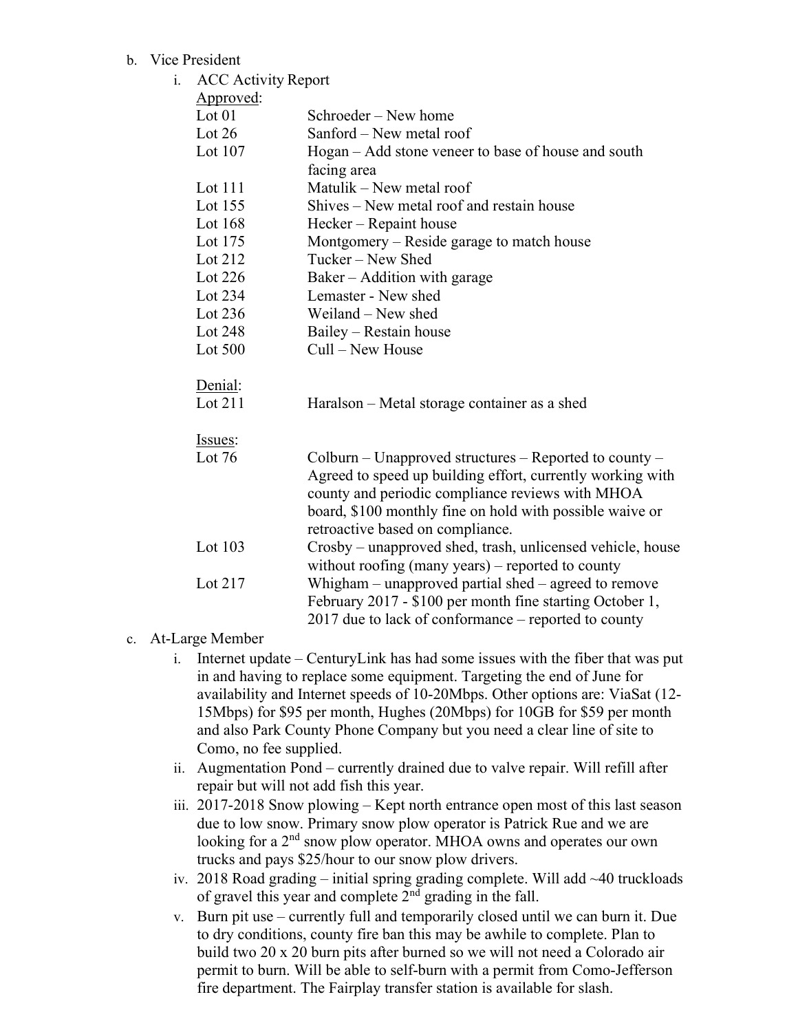b. Vice President

  i. ACC Activity Report

  Approved:

| | |
|---|---|
| Lot 01 | Schroeder – New home |
| Lot 26 | Sanford – New metal roof |
| Lot 107 | Hogan – Add stone veneer to base of house and south facing area |
| Lot 111 | Matulik – New metal roof |
| Lot 155 | Shives – New metal roof and restain house |
| Lot 168 | Hecker – Repaint house |
| Lot 175 | Montgomery – Reside garage to match house |
| Lot 212 | Tucker – New Shed |
| Lot 226 | Baker – Addition with garage |
| Lot 234 | Lemaster - New shed |
| Lot 236 | Weiland – New shed |
| Lot 248 | Bailey – Restain house |
| Lot 500 | Cull – New House |

  Denial:

| | |
|---|---|
| Lot 211 | Haralson – Metal storage container as a shed |

  Issues:

| | |
|---|---|
| Lot 76 | Colburn – Unapproved structures – Reported to county – Agreed to speed up building effort, currently working with county and periodic compliance reviews with MHOA board, $100 monthly fine on hold with possible waive or retroactive based on compliance. |
| Lot 103 | Crosby – unapproved shed, trash, unlicensed vehicle, house without roofing (many years) – reported to county |
| Lot 217 | Whigham – unapproved partial shed – agreed to remove February 2017 - $100 per month fine starting October 1, 2017 due to lack of conformance – reported to county |

c. At-Large Member

  i. Internet update – CenturyLink has had some issues with the fiber that was put in and having to replace some equipment. Targeting the end of June for availability and Internet speeds of 10-20Mbps. Other options are: ViaSat (12-15Mbps) for $95 per month, Hughes (20Mbps) for 10GB for $59 per month and also Park County Phone Company but you need a clear line of site to Como, no fee supplied.

  ii. Augmentation Pond – currently drained due to valve repair. Will refill after repair but will not add fish this year.

  iii. 2017-2018 Snow plowing – Kept north entrance open most of this last season due to low snow. Primary snow plow operator is Patrick Rue and we are looking for a 2nd snow plow operator. MHOA owns and operates our own trucks and pays $25/hour to our snow plow drivers.

  iv. 2018 Road grading – initial spring grading complete. Will add ~40 truckloads of gravel this year and complete 2nd grading in the fall.

  v. Burn pit use – currently full and temporarily closed until we can burn it. Due to dry conditions, county fire ban this may be awhile to complete. Plan to build two 20 x 20 burn pits after burned so we will not need a Colorado air permit to burn. Will be able to self-burn with a permit from Como-Jefferson fire department. The Fairplay transfer station is available for slash.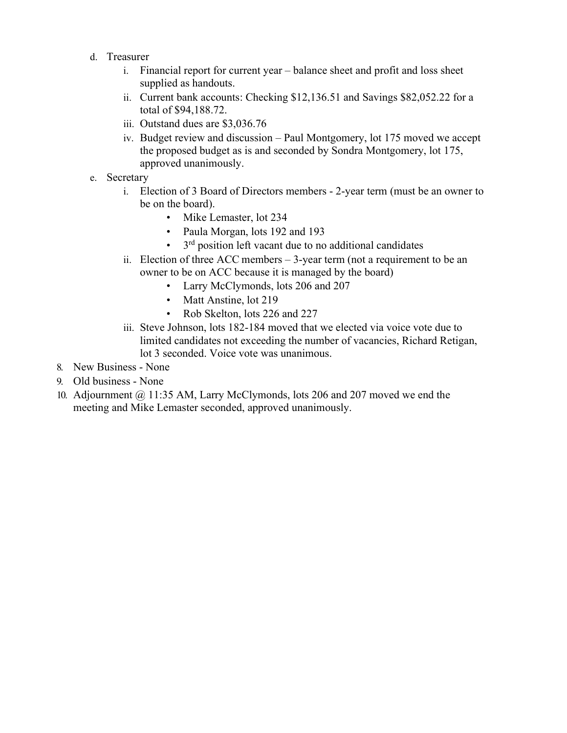d. Treasurer
    i. Financial report for current year – balance sheet and profit and loss sheet supplied as handouts.
    ii. Current bank accounts: Checking $12,136.51 and Savings $82,052.22 for a total of $94,188.72.
    iii. Outstand dues are $3,036.76
    iv. Budget review and discussion – Paul Montgomery, lot 175 moved we accept the proposed budget as is and seconded by Sondra Montgomery, lot 175, approved unanimously.

e. Secretary
    i. Election of 3 Board of Directors members - 2-year term (must be an owner to be on the board).
        - Mike Lemaster, lot 234
        - Paula Morgan, lots 192 and 193
        - 3rd position left vacant due to no additional candidates
    ii. Election of three ACC members – 3-year term (not a requirement to be an owner to be on ACC because it is managed by the board)
        - Larry McClymonds, lots 206 and 207
        - Matt Anstine, lot 219
        - Rob Skelton, lots 226 and 227
    iii. Steve Johnson, lots 182-184 moved that we elected via voice vote due to limited candidates not exceeding the number of vacancies, Richard Retigan, lot 3 seconded. Voice vote was unanimous.

8. New Business - None
9. Old business - None
10. Adjournment @ 11:35 AM, Larry McClymonds, lots 206 and 207 moved we end the meeting and Mike Lemaster seconded, approved unanimously.